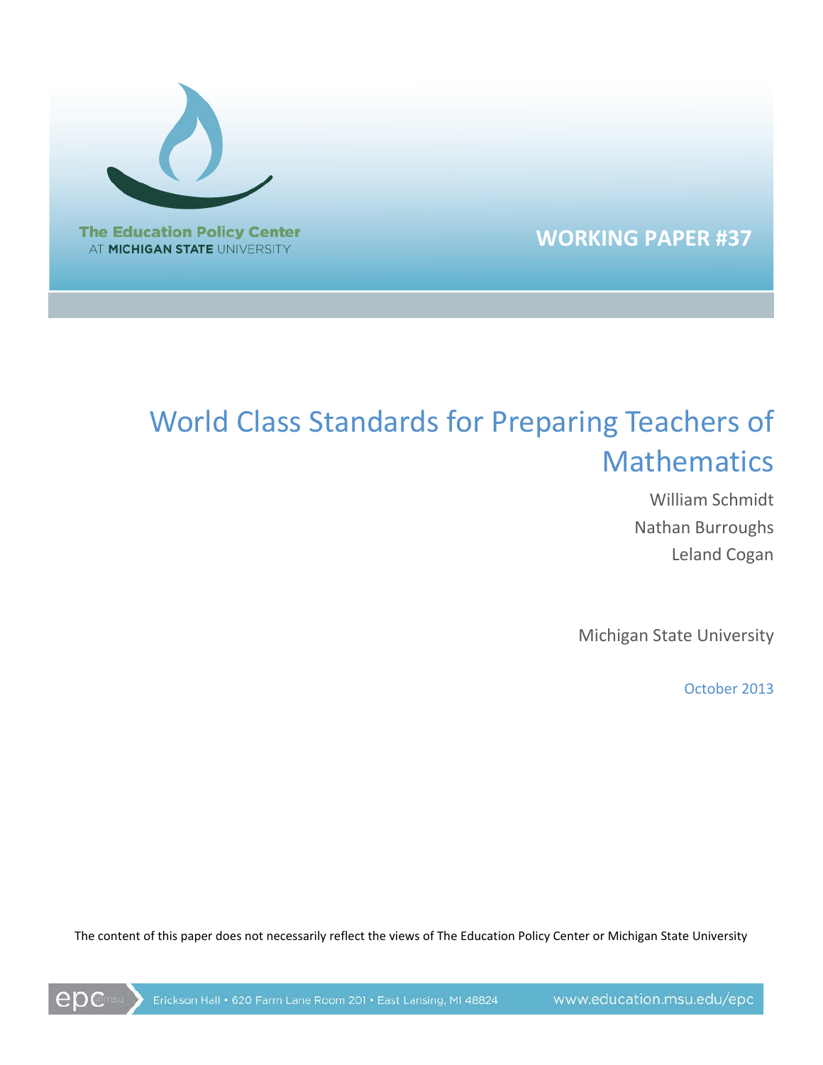The Education Policy Center
AT MICHIGAN STATE UNIVERSITY

WORKING PAPER #37

# World Class Standards for Preparing Teachers of Mathematics

William Schmidt
Nathan Burroughs
Leland Cogan

Michigan State University

October 2013

The content of this paper does not necessarily reflect the views of The Education Policy Center or Michigan State University

Erickson Hall • 620 Farm Lane Room 201 • East Lansing, MI 48824 www.education.msu.edu/epc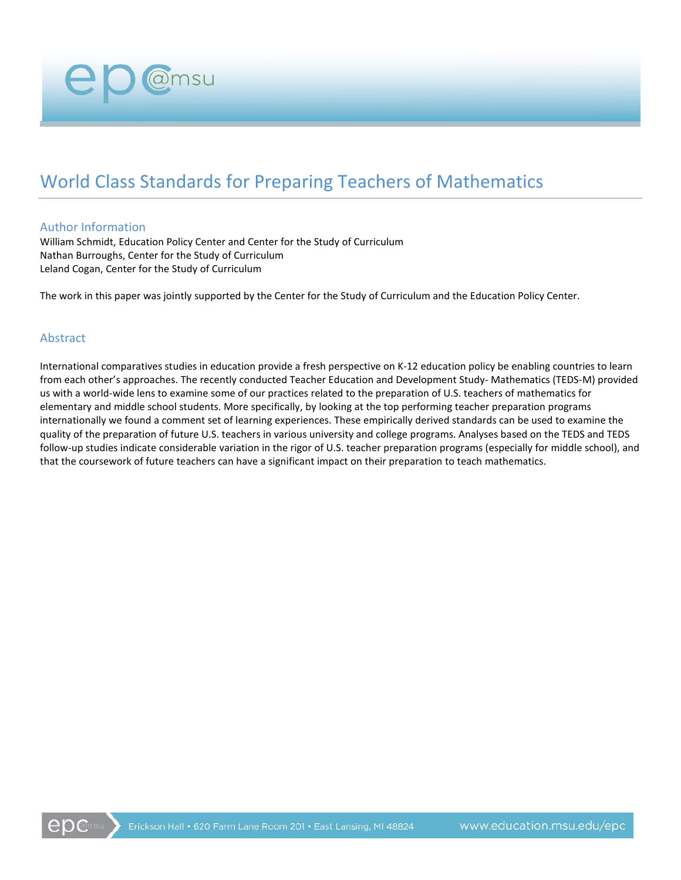# World Class Standards for Preparing Teachers of Mathematics

## Author Information

William Schmidt, Education Policy Center and Center for the Study of Curriculum
Nathan Burroughs, Center for the Study of Curriculum
Leland Cogan, Center for the Study of Curriculum

The work in this paper was jointly supported by the Center for the Study of Curriculum and the Education Policy Center.

## Abstract

International comparatives studies in education provide a fresh perspective on K-12 education policy be enabling countries to learn from each other's approaches. The recently conducted Teacher Education and Development Study- Mathematics (TEDS-M) provided us with a world-wide lens to examine some of our practices related to the preparation of U.S. teachers of mathematics for elementary and middle school students. More specifically, by looking at the top performing teacher preparation programs internationally we found a comment set of learning experiences. These empirically derived standards can be used to examine the quality of the preparation of future U.S. teachers in various university and college programs. Analyses based on the TEDS and TEDS follow-up studies indicate considerable variation in the rigor of U.S. teacher preparation programs (especially for middle school), and that the coursework of future teachers can have a significant impact on their preparation to teach mathematics.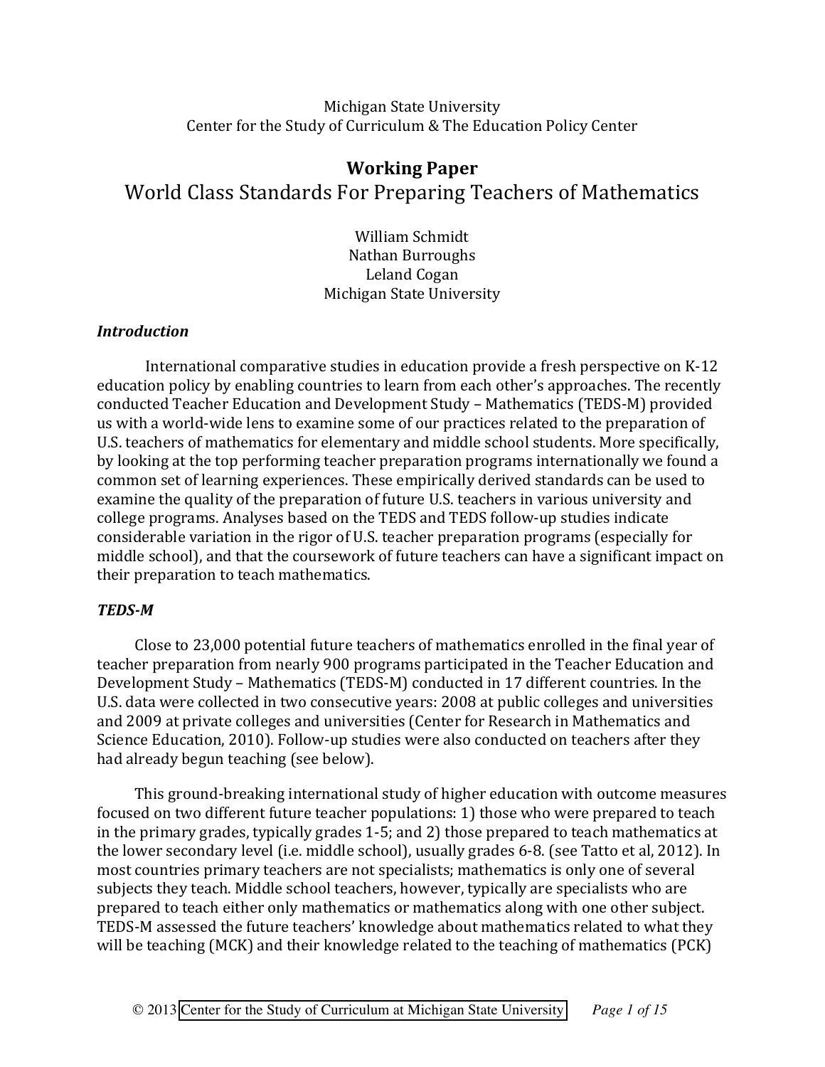Michigan State University
Center for the Study of Curriculum & The Education Policy Center

# Working Paper
## World Class Standards For Preparing Teachers of Mathematics

William Schmidt
Nathan Burroughs
Leland Cogan
Michigan State University

### *Introduction*

International comparative studies in education provide a fresh perspective on K-12 education policy by enabling countries to learn from each other's approaches. The recently conducted Teacher Education and Development Study – Mathematics (TEDS-M) provided us with a world-wide lens to examine some of our practices related to the preparation of U.S. teachers of mathematics for elementary and middle school students. More specifically, by looking at the top performing teacher preparation programs internationally we found a common set of learning experiences. These empirically derived standards can be used to examine the quality of the preparation of future U.S. teachers in various university and college programs. Analyses based on the TEDS and TEDS follow-up studies indicate considerable variation in the rigor of U.S. teacher preparation programs (especially for middle school), and that the coursework of future teachers can have a significant impact on their preparation to teach mathematics.

### *TEDS-M*

Close to 23,000 potential future teachers of mathematics enrolled in the final year of teacher preparation from nearly 900 programs participated in the Teacher Education and Development Study – Mathematics (TEDS-M) conducted in 17 different countries. In the U.S. data were collected in two consecutive years: 2008 at public colleges and universities and 2009 at private colleges and universities (Center for Research in Mathematics and Science Education, 2010). Follow-up studies were also conducted on teachers after they had already begun teaching (see below).

This ground-breaking international study of higher education with outcome measures focused on two different future teacher populations: 1) those who were prepared to teach in the primary grades, typically grades 1-5; and 2) those prepared to teach mathematics at the lower secondary level (i.e. middle school), usually grades 6-8. (see Tatto et al, 2012). In most countries primary teachers are not specialists; mathematics is only one of several subjects they teach. Middle school teachers, however, typically are specialists who are prepared to teach either only mathematics or mathematics along with one other subject. TEDS-M assessed the future teachers' knowledge about mathematics related to what they will be teaching (MCK) and their knowledge related to the teaching of mathematics (PCK)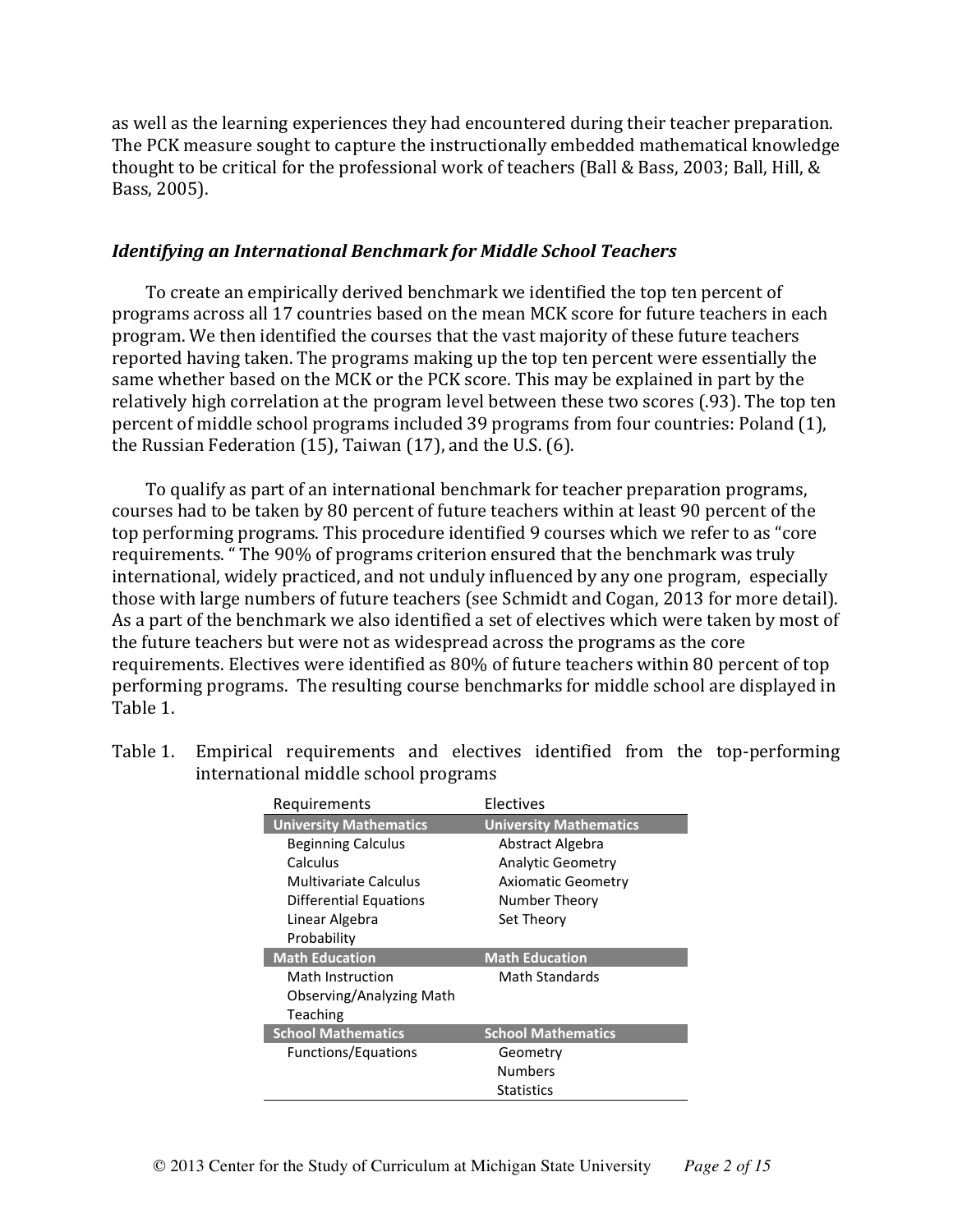as well as the learning experiences they had encountered during their teacher preparation. The PCK measure sought to capture the instructionally embedded mathematical knowledge thought to be critical for the professional work of teachers (Ball & Bass, 2003; Ball, Hill, & Bass, 2005).

### *Identifying an International Benchmark for Middle School Teachers*

To create an empirically derived benchmark we identified the top ten percent of programs across all 17 countries based on the mean MCK score for future teachers in each program. We then identified the courses that the vast majority of these future teachers reported having taken. The programs making up the top ten percent were essentially the same whether based on the MCK or the PCK score. This may be explained in part by the relatively high correlation at the program level between these two scores (.93). The top ten percent of middle school programs included 39 programs from four countries: Poland (1), the Russian Federation (15), Taiwan (17), and the U.S. (6).

To qualify as part of an international benchmark for teacher preparation programs, courses had to be taken by 80 percent of future teachers within at least 90 percent of the top performing programs. This procedure identified 9 courses which we refer to as "core requirements. " The 90% of programs criterion ensured that the benchmark was truly international, widely practiced, and not unduly influenced by any one program, especially those with large numbers of future teachers (see Schmidt and Cogan, 2013 for more detail). As a part of the benchmark we also identified a set of electives which were taken by most of the future teachers but were not as widespread across the programs as the core requirements. Electives were identified as 80% of future teachers within 80 percent of top performing programs. The resulting course benchmarks for middle school are displayed in Table 1.

Table 1. Empirical requirements and electives identified from the top-performing international middle school programs

| Requirements | Electives |
|---|---|
| **University Mathematics** | **University Mathematics** |
| Beginning Calculus | Abstract Algebra |
| Calculus | Analytic Geometry |
| Multivariate Calculus | Axiomatic Geometry |
| Differential Equations | Number Theory |
| Linear Algebra | Set Theory |
| Probability | |
| **Math Education** | **Math Education** |
| Math Instruction | Math Standards |
| Observing/Analyzing Math Teaching | |
| **School Mathematics** | **School Mathematics** |
| Functions/Equations | Geometry |
| | Numbers |
| | Statistics |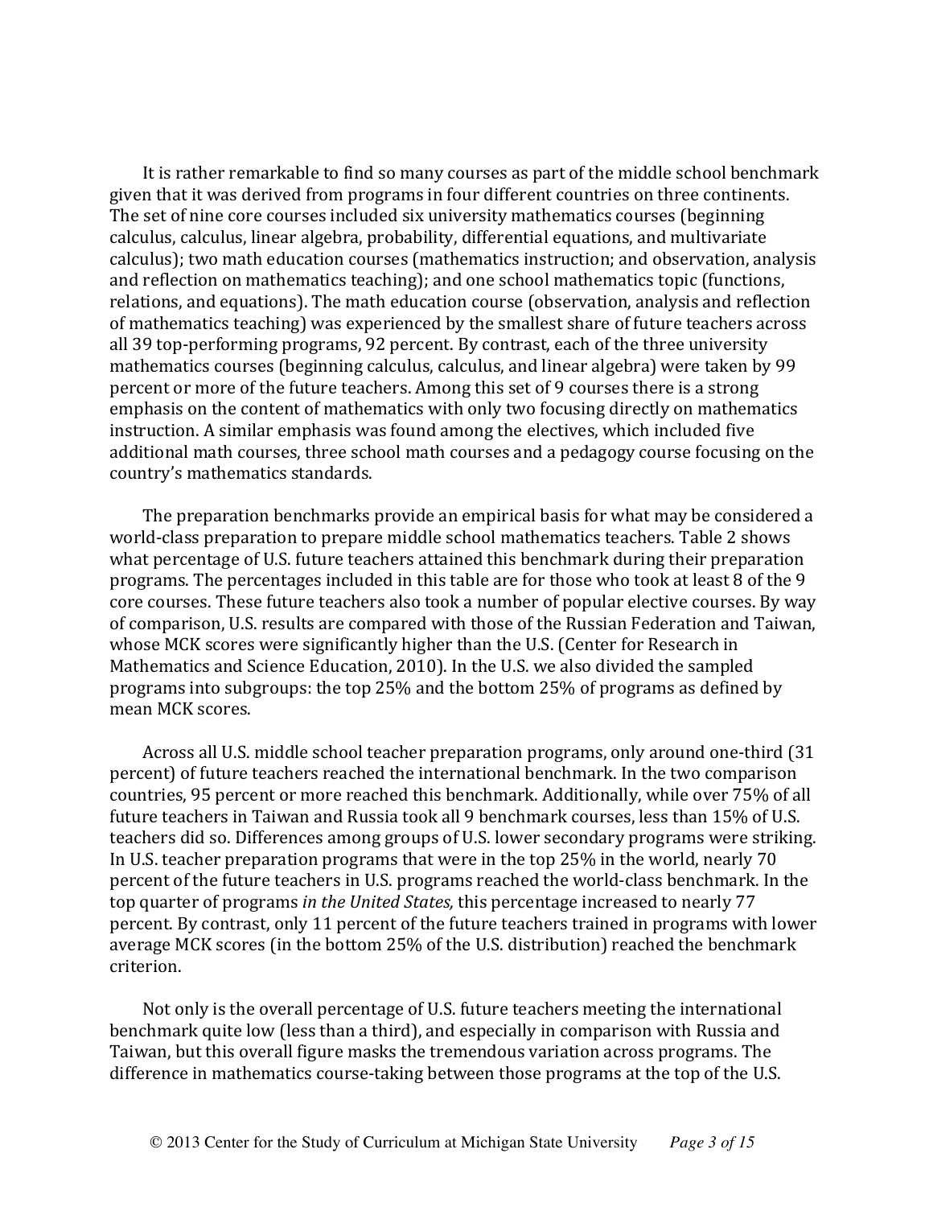It is rather remarkable to find so many courses as part of the middle school benchmark given that it was derived from programs in four different countries on three continents. The set of nine core courses included six university mathematics courses (beginning calculus, calculus, linear algebra, probability, differential equations, and multivariate calculus); two math education courses (mathematics instruction; and observation, analysis and reflection on mathematics teaching); and one school mathematics topic (functions, relations, and equations). The math education course (observation, analysis and reflection of mathematics teaching) was experienced by the smallest share of future teachers across all 39 top-performing programs, 92 percent. By contrast, each of the three university mathematics courses (beginning calculus, calculus, and linear algebra) were taken by 99 percent or more of the future teachers. Among this set of 9 courses there is a strong emphasis on the content of mathematics with only two focusing directly on mathematics instruction. A similar emphasis was found among the electives, which included five additional math courses, three school math courses and a pedagogy course focusing on the country's mathematics standards.

The preparation benchmarks provide an empirical basis for what may be considered a world-class preparation to prepare middle school mathematics teachers. Table 2 shows what percentage of U.S. future teachers attained this benchmark during their preparation programs. The percentages included in this table are for those who took at least 8 of the 9 core courses. These future teachers also took a number of popular elective courses. By way of comparison, U.S. results are compared with those of the Russian Federation and Taiwan, whose MCK scores were significantly higher than the U.S. (Center for Research in Mathematics and Science Education, 2010). In the U.S. we also divided the sampled programs into subgroups: the top 25% and the bottom 25% of programs as defined by mean MCK scores.

Across all U.S. middle school teacher preparation programs, only around one-third (31 percent) of future teachers reached the international benchmark. In the two comparison countries, 95 percent or more reached this benchmark. Additionally, while over 75% of all future teachers in Taiwan and Russia took all 9 benchmark courses, less than 15% of U.S. teachers did so. Differences among groups of U.S. lower secondary programs were striking. In U.S. teacher preparation programs that were in the top 25% in the world, nearly 70 percent of the future teachers in U.S. programs reached the world-class benchmark. In the top quarter of programs *in the United States,* this percentage increased to nearly 77 percent. By contrast, only 11 percent of the future teachers trained in programs with lower average MCK scores (in the bottom 25% of the U.S. distribution) reached the benchmark criterion.

Not only is the overall percentage of U.S. future teachers meeting the international benchmark quite low (less than a third), and especially in comparison with Russia and Taiwan, but this overall figure masks the tremendous variation across programs. The difference in mathematics course-taking between those programs at the top of the U.S.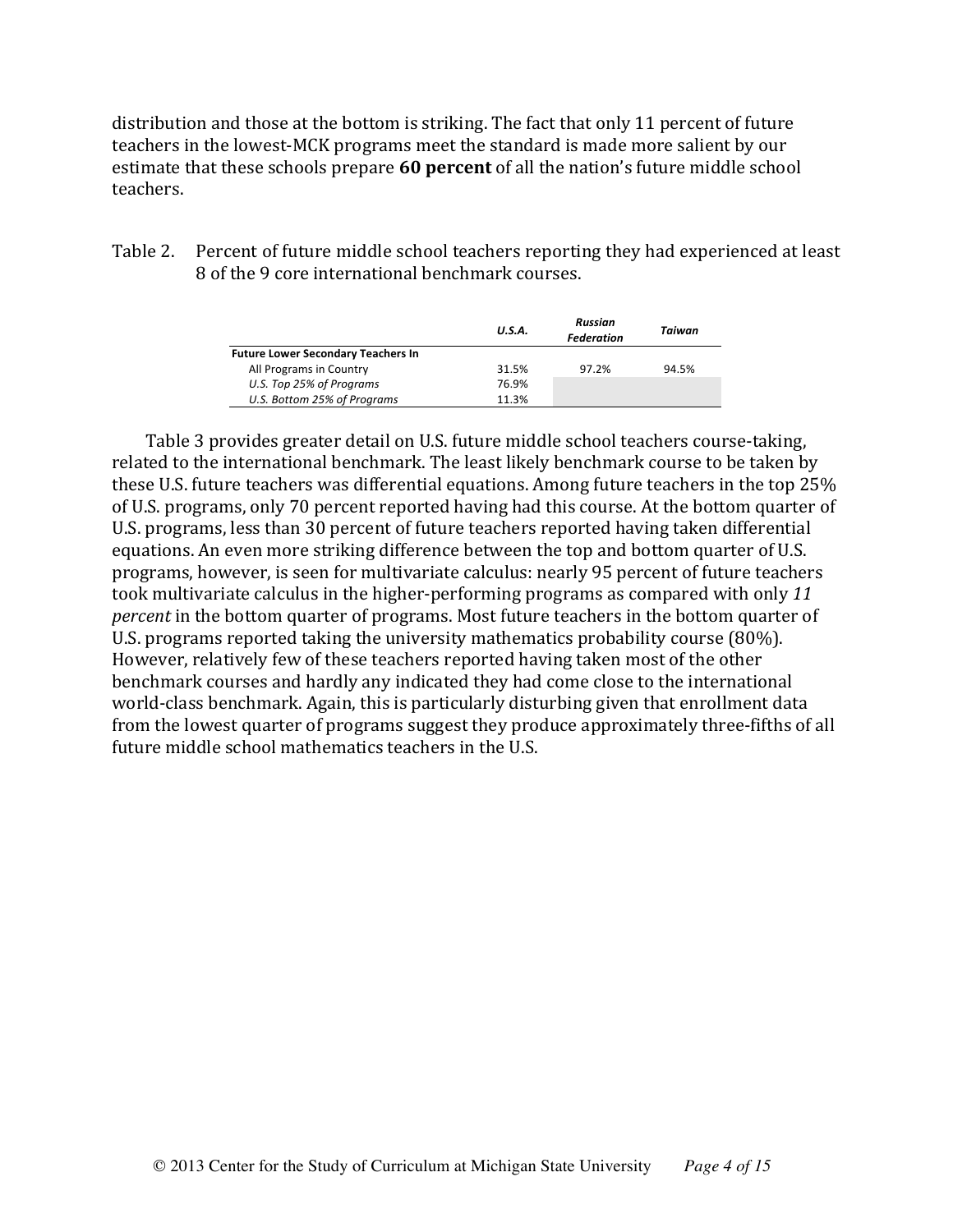distribution and those at the bottom is striking. The fact that only 11 percent of future teachers in the lowest-MCK programs meet the standard is made more salient by our estimate that these schools prepare **60 percent** of all the nation's future middle school teachers.

Table 2. Percent of future middle school teachers reporting they had experienced at least 8 of the 9 core international benchmark courses.

| | ***U.S.A.*** | ***Russian Federation*** | ***Taiwan*** |
|---|---|---|---|
| **Future Lower Secondary Teachers In** | | | |
| All Programs in Country | 31.5% | 97.2% | 94.5% |
| *U.S. Top 25% of Programs* | 76.9% | | |
| *U.S. Bottom 25% of Programs* | 11.3% | | |

Table 3 provides greater detail on U.S. future middle school teachers course-taking, related to the international benchmark. The least likely benchmark course to be taken by these U.S. future teachers was differential equations. Among future teachers in the top 25% of U.S. programs, only 70 percent reported having had this course. At the bottom quarter of U.S. programs, less than 30 percent of future teachers reported having taken differential equations. An even more striking difference between the top and bottom quarter of U.S. programs, however, is seen for multivariate calculus: nearly 95 percent of future teachers took multivariate calculus in the higher-performing programs as compared with only *11 percent* in the bottom quarter of programs. Most future teachers in the bottom quarter of U.S. programs reported taking the university mathematics probability course (80%). However, relatively few of these teachers reported having taken most of the other benchmark courses and hardly any indicated they had come close to the international world-class benchmark. Again, this is particularly disturbing given that enrollment data from the lowest quarter of programs suggest they produce approximately three-fifths of all future middle school mathematics teachers in the U.S.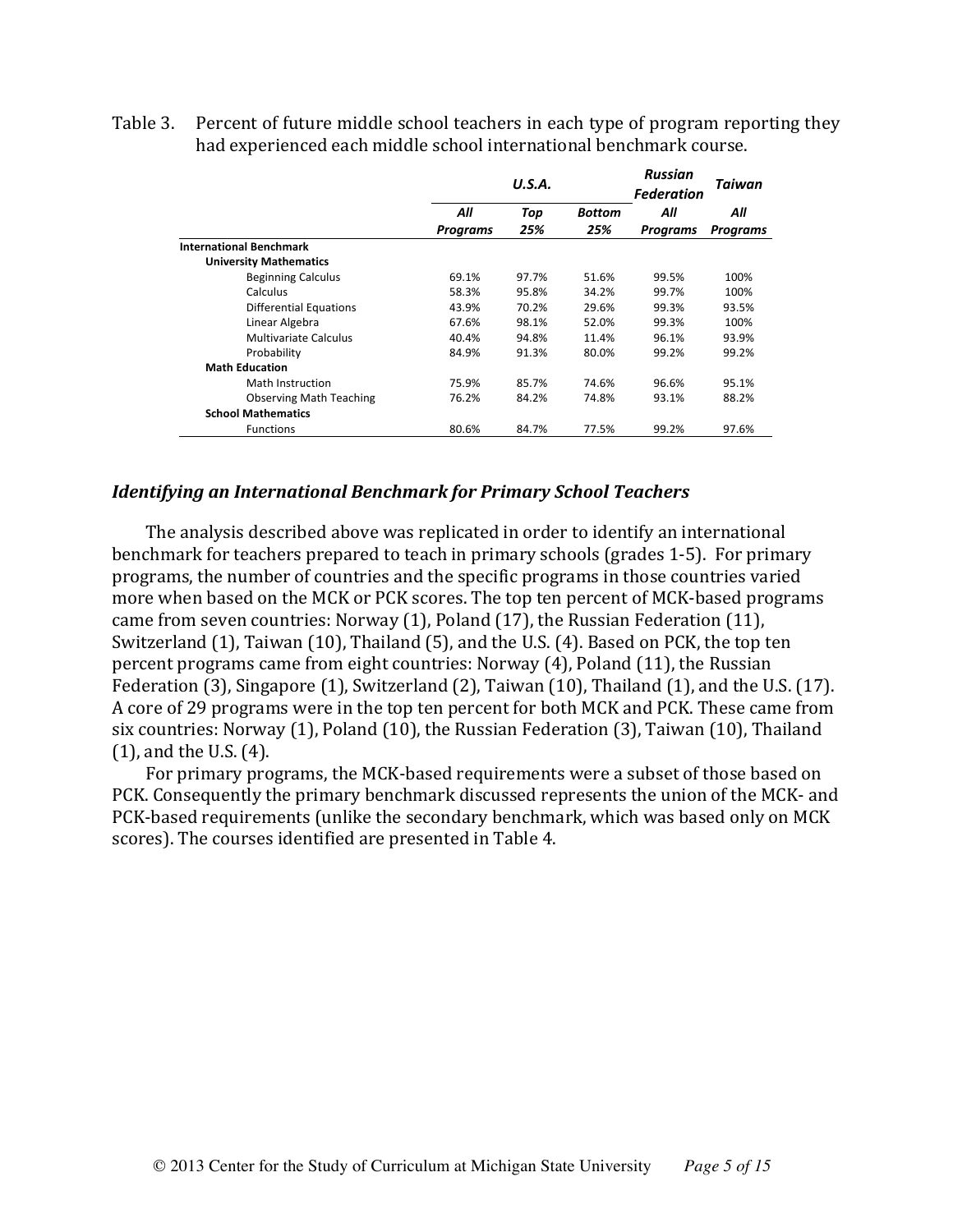Table 3. Percent of future middle school teachers in each type of program reporting they had experienced each middle school international benchmark course.

| | U.S.A. | | | Russian Federation | Taiwan |
|---|---|---|---|---|---|
| | All Programs | Top 25% | Bottom 25% | All Programs | All Programs |
| **International Benchmark** | | | | | |
| **University Mathematics** | | | | | |
| Beginning Calculus | 69.1% | 97.7% | 51.6% | 99.5% | 100% |
| Calculus | 58.3% | 95.8% | 34.2% | 99.7% | 100% |
| Differential Equations | 43.9% | 70.2% | 29.6% | 99.3% | 93.5% |
| Linear Algebra | 67.6% | 98.1% | 52.0% | 99.3% | 100% |
| Multivariate Calculus | 40.4% | 94.8% | 11.4% | 96.1% | 93.9% |
| Probability | 84.9% | 91.3% | 80.0% | 99.2% | 99.2% |
| **Math Education** | | | | | |
| Math Instruction | 75.9% | 85.7% | 74.6% | 96.6% | 95.1% |
| Observing Math Teaching | 76.2% | 84.2% | 74.8% | 93.1% | 88.2% |
| **School Mathematics** | | | | | |
| Functions | 80.6% | 84.7% | 77.5% | 99.2% | 97.6% |

### *Identifying an International Benchmark for Primary School Teachers*

The analysis described above was replicated in order to identify an international benchmark for teachers prepared to teach in primary schools (grades 1-5). For primary programs, the number of countries and the specific programs in those countries varied more when based on the MCK or PCK scores. The top ten percent of MCK-based programs came from seven countries: Norway (1), Poland (17), the Russian Federation (11), Switzerland (1), Taiwan (10), Thailand (5), and the U.S. (4). Based on PCK, the top ten percent programs came from eight countries: Norway (4), Poland (11), the Russian Federation (3), Singapore (1), Switzerland (2), Taiwan (10), Thailand (1), and the U.S. (17). A core of 29 programs were in the top ten percent for both MCK and PCK. These came from six countries: Norway (1), Poland (10), the Russian Federation (3), Taiwan (10), Thailand (1), and the U.S. (4).

For primary programs, the MCK-based requirements were a subset of those based on PCK. Consequently the primary benchmark discussed represents the union of the MCK- and PCK-based requirements (unlike the secondary benchmark, which was based only on MCK scores). The courses identified are presented in Table 4.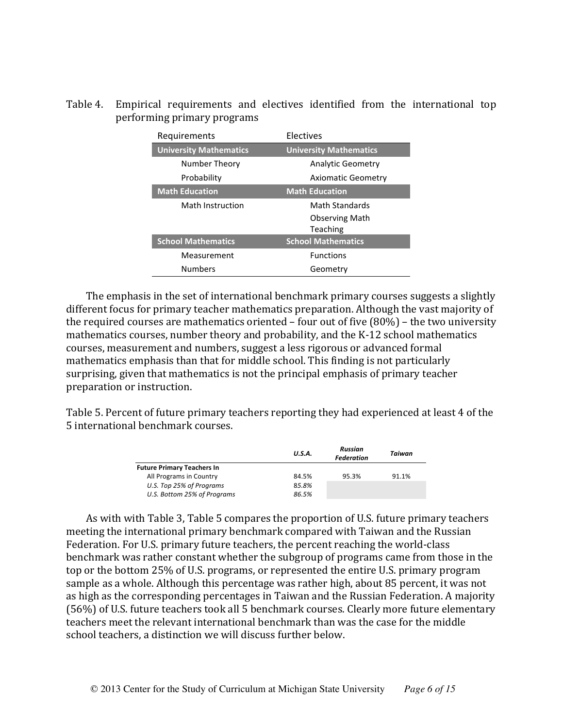Table 4. Empirical requirements and electives identified from the international top performing primary programs

| Requirements | Electives |
|---|---|
| **University Mathematics** | **University Mathematics** |
| Number Theory | Analytic Geometry |
| Probability | Axiomatic Geometry |
| **Math Education** | **Math Education** |
| Math Instruction | Math Standards |
| | Observing Math Teaching |
| **School Mathematics** | **School Mathematics** |
| Measurement | Functions |
| Numbers | Geometry |

The emphasis in the set of international benchmark primary courses suggests a slightly different focus for primary teacher mathematics preparation. Although the vast majority of the required courses are mathematics oriented – four out of five (80%) – the two university mathematics courses, number theory and probability, and the K-12 school mathematics courses, measurement and numbers, suggest a less rigorous or advanced formal mathematics emphasis than that for middle school. This finding is not particularly surprising, given that mathematics is not the principal emphasis of primary teacher preparation or instruction.

Table 5. Percent of future primary teachers reporting they had experienced at least 4 of the 5 international benchmark courses.

| | *U.S.A.* | *Russian Federation* | *Taiwan* |
|---|---|---|---|
| **Future Primary Teachers In** | | | |
| All Programs in Country | 84.5% | 95.3% | 91.1% |
| *U.S. Top 25% of Programs* | *85.8%* | | |
| *U.S. Bottom 25% of Programs* | *86.5%* | | |

As with with Table 3, Table 5 compares the proportion of U.S. future primary teachers meeting the international primary benchmark compared with Taiwan and the Russian Federation. For U.S. primary future teachers, the percent reaching the world-class benchmark was rather constant whether the subgroup of programs came from those in the top or the bottom 25% of U.S. programs, or represented the entire U.S. primary program sample as a whole. Although this percentage was rather high, about 85 percent, it was not as high as the corresponding percentages in Taiwan and the Russian Federation. A majority (56%) of U.S. future teachers took all 5 benchmark courses. Clearly more future elementary teachers meet the relevant international benchmark than was the case for the middle school teachers, a distinction we will discuss further below.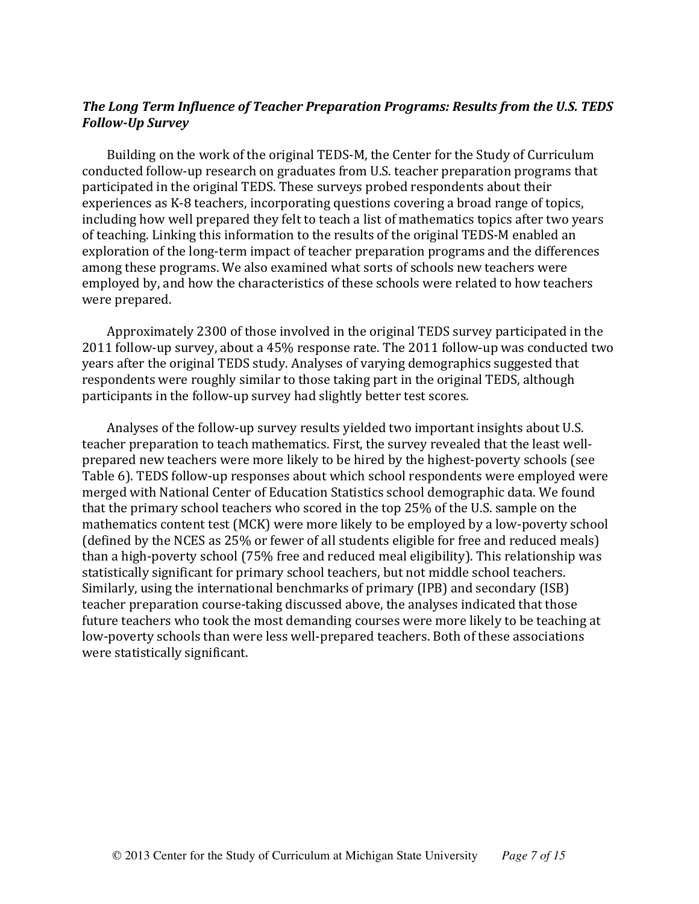### *The Long Term Influence of Teacher Preparation Programs: Results from the U.S. TEDS Follow-Up Survey*

Building on the work of the original TEDS-M, the Center for the Study of Curriculum conducted follow-up research on graduates from U.S. teacher preparation programs that participated in the original TEDS. These surveys probed respondents about their experiences as K-8 teachers, incorporating questions covering a broad range of topics, including how well prepared they felt to teach a list of mathematics topics after two years of teaching. Linking this information to the results of the original TEDS-M enabled an exploration of the long-term impact of teacher preparation programs and the differences among these programs. We also examined what sorts of schools new teachers were employed by, and how the characteristics of these schools were related to how teachers were prepared.

Approximately 2300 of those involved in the original TEDS survey participated in the 2011 follow-up survey, about a 45% response rate. The 2011 follow-up was conducted two years after the original TEDS study. Analyses of varying demographics suggested that respondents were roughly similar to those taking part in the original TEDS, although participants in the follow-up survey had slightly better test scores.

Analyses of the follow-up survey results yielded two important insights about U.S. teacher preparation to teach mathematics. First, the survey revealed that the least well-prepared new teachers were more likely to be hired by the highest-poverty schools (see Table 6). TEDS follow-up responses about which school respondents were employed were merged with National Center of Education Statistics school demographic data. We found that the primary school teachers who scored in the top 25% of the U.S. sample on the mathematics content test (MCK) were more likely to be employed by a low-poverty school (defined by the NCES as 25% or fewer of all students eligible for free and reduced meals) than a high-poverty school (75% free and reduced meal eligibility). This relationship was statistically significant for primary school teachers, but not middle school teachers. Similarly, using the international benchmarks of primary (IPB) and secondary (ISB) teacher preparation course-taking discussed above, the analyses indicated that those future teachers who took the most demanding courses were more likely to be teaching at low-poverty schools than were less well-prepared teachers. Both of these associations were statistically significant.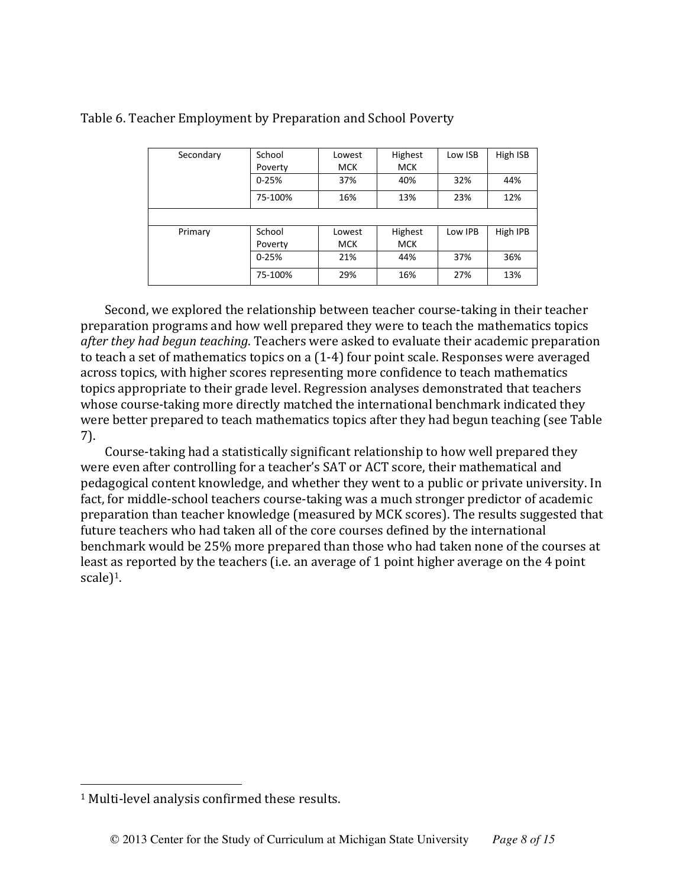Table 6. Teacher Employment by Preparation and School Poverty

| Secondary | School Poverty | Lowest MCK | Highest MCK | Low ISB | High ISB |
|---|---|---|---|---|---|
| | 0-25% | 37% | 40% | 32% | 44% |
| | 75-100% | 16% | 13% | 23% | 12% |
| | | | | | |
| Primary | School Poverty | Lowest MCK | Highest MCK | Low IPB | High IPB |
| | 0-25% | 21% | 44% | 37% | 36% |
| | 75-100% | 29% | 16% | 27% | 13% |

Second, we explored the relationship between teacher course-taking in their teacher preparation programs and how well prepared they were to teach the mathematics topics *after they had begun teaching*. Teachers were asked to evaluate their academic preparation to teach a set of mathematics topics on a (1-4) four point scale. Responses were averaged across topics, with higher scores representing more confidence to teach mathematics topics appropriate to their grade level. Regression analyses demonstrated that teachers whose course-taking more directly matched the international benchmark indicated they were better prepared to teach mathematics topics after they had begun teaching (see Table 7).

Course-taking had a statistically significant relationship to how well prepared they were even after controlling for a teacher's SAT or ACT score, their mathematical and pedagogical content knowledge, and whether they went to a public or private university. In fact, for middle-school teachers course-taking was a much stronger predictor of academic preparation than teacher knowledge (measured by MCK scores). The results suggested that future teachers who had taken all of the core courses defined by the international benchmark would be 25% more prepared than those who had taken none of the courses at least as reported by the teachers (i.e. an average of 1 point higher average on the 4 point scale)[1].

[1] Multi-level analysis confirmed these results.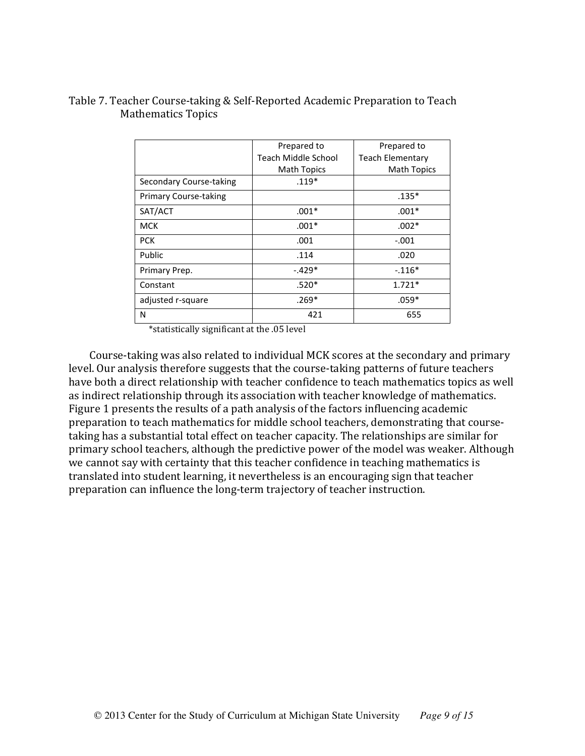Table 7. Teacher Course-taking & Self-Reported Academic Preparation to Teach Mathematics Topics

| | Prepared to Teach Middle School Math Topics | Prepared to Teach Elementary Math Topics |
|---|---|---|
| Secondary Course-taking | .119* | |
| Primary Course-taking | | .135* |
| SAT/ACT | .001* | .001* |
| MCK | .001* | .002* |
| PCK | .001 | -.001 |
| Public | .114 | .020 |
| Primary Prep. | -.429* | -.116* |
| Constant | .520* | 1.721* |
| adjusted r-square | .269* | .059* |
| N | 421 | 655 |

*statistically significant at the .05 level

Course-taking was also related to individual MCK scores at the secondary and primary level. Our analysis therefore suggests that the course-taking patterns of future teachers have both a direct relationship with teacher confidence to teach mathematics topics as well as indirect relationship through its association with teacher knowledge of mathematics. Figure 1 presents the results of a path analysis of the factors influencing academic preparation to teach mathematics for middle school teachers, demonstrating that course-taking has a substantial total effect on teacher capacity. The relationships are similar for primary school teachers, although the predictive power of the model was weaker. Although we cannot say with certainty that this teacher confidence in teaching mathematics is translated into student learning, it nevertheless is an encouraging sign that teacher preparation can influence the long-term trajectory of teacher instruction.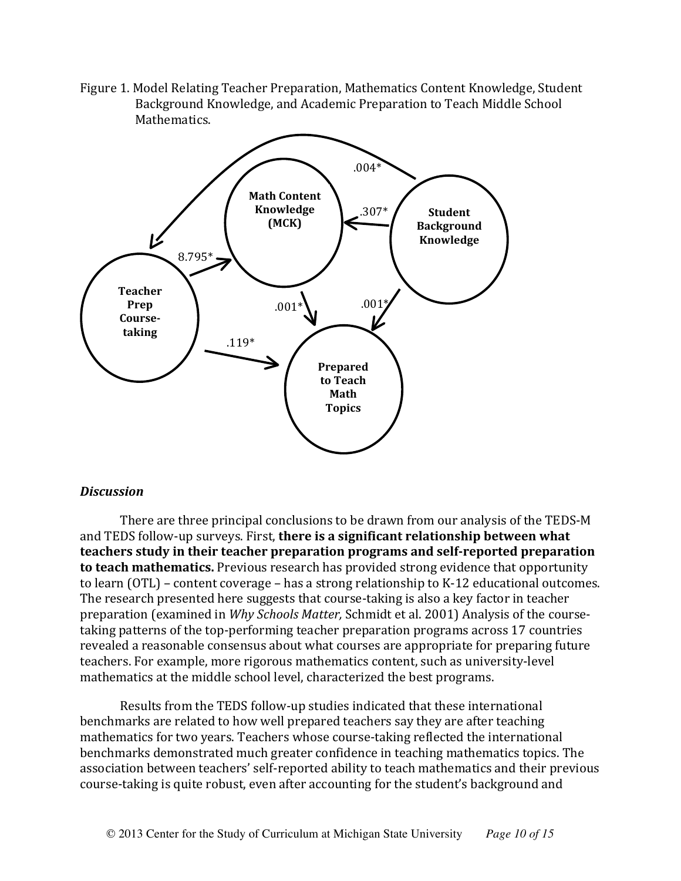Figure 1. Model Relating Teacher Preparation, Mathematics Content Knowledge, Student Background Knowledge, and Academic Preparation to Teach Middle School Mathematics.

### *Discussion*

There are three principal conclusions to be drawn from our analysis of the TEDS-M and TEDS follow-up surveys. First, **there is a significant relationship between what teachers study in their teacher preparation programs and self-reported preparation to teach mathematics.** Previous research has provided strong evidence that opportunity to learn (OTL) – content coverage – has a strong relationship to K-12 educational outcomes. The research presented here suggests that course-taking is also a key factor in teacher preparation (examined in *Why Schools Matter,* Schmidt et al. 2001) Analysis of the course-taking patterns of the top-performing teacher preparation programs across 17 countries revealed a reasonable consensus about what courses are appropriate for preparing future teachers. For example, more rigorous mathematics content, such as university-level mathematics at the middle school level, characterized the best programs.

Results from the TEDS follow-up studies indicated that these international benchmarks are related to how well prepared teachers say they are after teaching mathematics for two years. Teachers whose course-taking reflected the international benchmarks demonstrated much greater confidence in teaching mathematics topics. The association between teachers' self-reported ability to teach mathematics and their previous course-taking is quite robust, even after accounting for the student's background and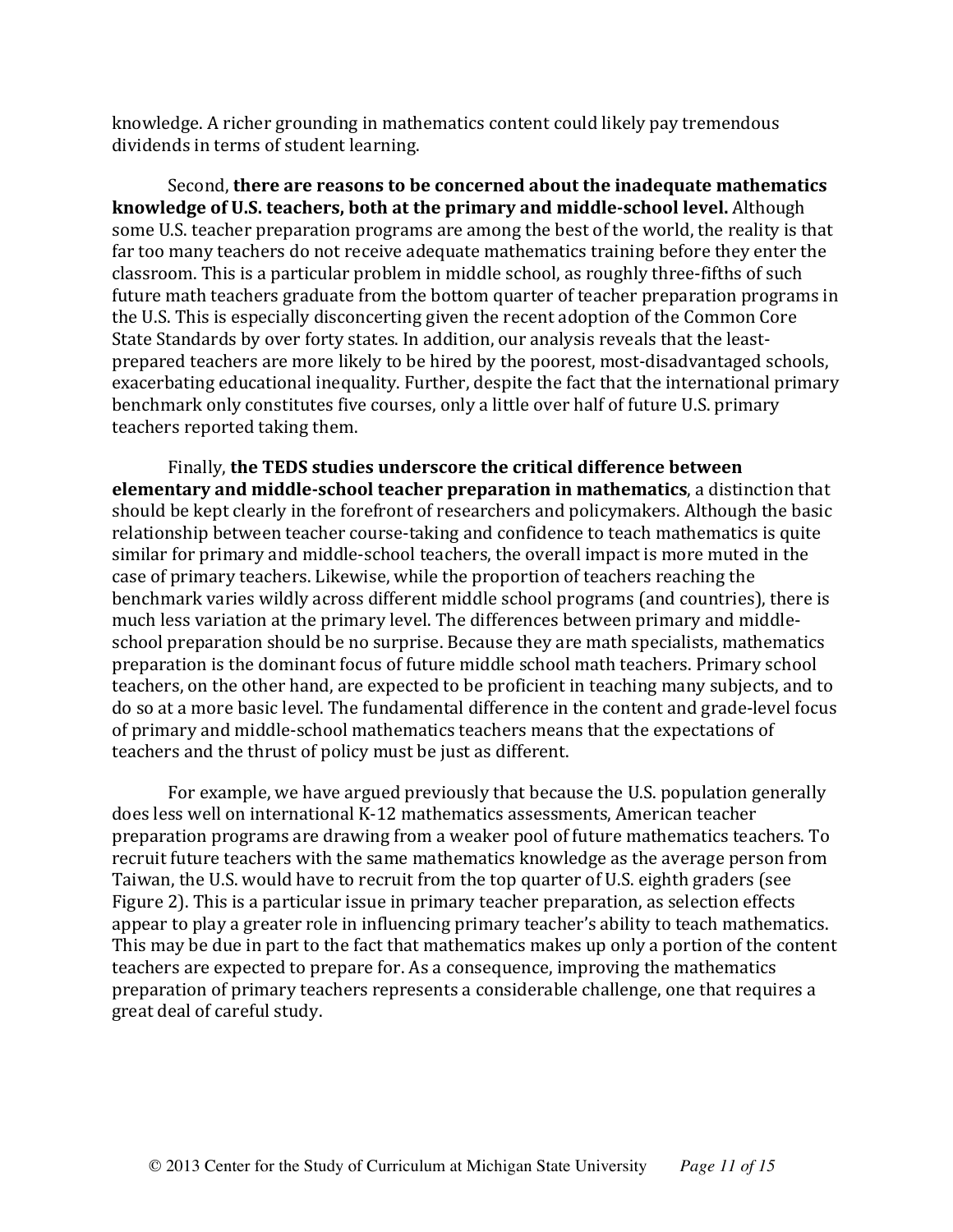knowledge. A richer grounding in mathematics content could likely pay tremendous dividends in terms of student learning.

Second, **there are reasons to be concerned about the inadequate mathematics knowledge of U.S. teachers, both at the primary and middle-school level.** Although some U.S. teacher preparation programs are among the best of the world, the reality is that far too many teachers do not receive adequate mathematics training before they enter the classroom. This is a particular problem in middle school, as roughly three-fifths of such future math teachers graduate from the bottom quarter of teacher preparation programs in the U.S. This is especially disconcerting given the recent adoption of the Common Core State Standards by over forty states. In addition, our analysis reveals that the least-prepared teachers are more likely to be hired by the poorest, most-disadvantaged schools, exacerbating educational inequality. Further, despite the fact that the international primary benchmark only constitutes five courses, only a little over half of future U.S. primary teachers reported taking them.

Finally, **the TEDS studies underscore the critical difference between elementary and middle-school teacher preparation in mathematics**, a distinction that should be kept clearly in the forefront of researchers and policymakers. Although the basic relationship between teacher course-taking and confidence to teach mathematics is quite similar for primary and middle-school teachers, the overall impact is more muted in the case of primary teachers. Likewise, while the proportion of teachers reaching the benchmark varies wildly across different middle school programs (and countries), there is much less variation at the primary level. The differences between primary and middle-school preparation should be no surprise. Because they are math specialists, mathematics preparation is the dominant focus of future middle school math teachers. Primary school teachers, on the other hand, are expected to be proficient in teaching many subjects, and to do so at a more basic level. The fundamental difference in the content and grade-level focus of primary and middle-school mathematics teachers means that the expectations of teachers and the thrust of policy must be just as different.

For example, we have argued previously that because the U.S. population generally does less well on international K-12 mathematics assessments, American teacher preparation programs are drawing from a weaker pool of future mathematics teachers. To recruit future teachers with the same mathematics knowledge as the average person from Taiwan, the U.S. would have to recruit from the top quarter of U.S. eighth graders (see Figure 2). This is a particular issue in primary teacher preparation, as selection effects appear to play a greater role in influencing primary teacher's ability to teach mathematics. This may be due in part to the fact that mathematics makes up only a portion of the content teachers are expected to prepare for. As a consequence, improving the mathematics preparation of primary teachers represents a considerable challenge, one that requires a great deal of careful study.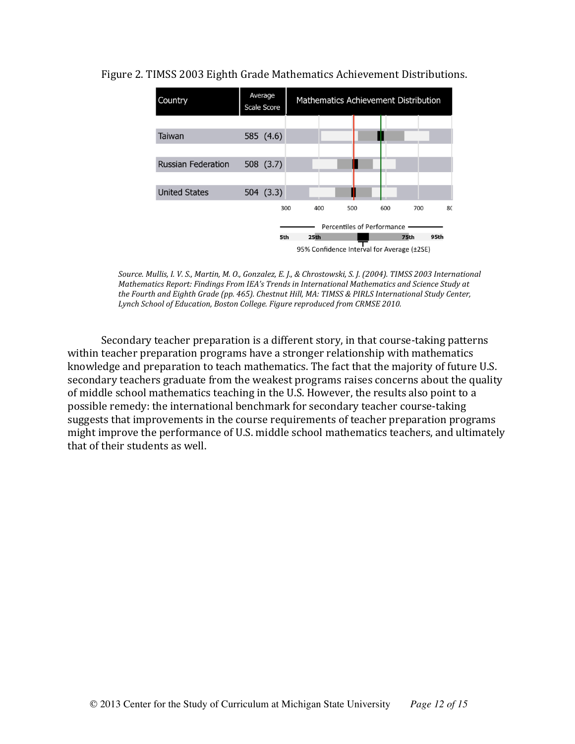Figure 2. TIMSS 2003 Eighth Grade Mathematics Achievement Distributions.

| Country | Average Scale Score |
| --- | --- |
| Taiwan | 585 (4.6) |
| Russian Federation | 508 (3.7) |
| United States | 504 (3.3) |

*Source. Mullis, I. V. S., Martin, M. O., Gonzalez, E. J., & Chrostowski, S. J. (2004). TIMSS 2003 International Mathematics Report: Findings From IEA's Trends in International Mathematics and Science Study at the Fourth and Eighth Grade (pp. 465). Chestnut Hill, MA: TIMSS & PIRLS International Study Center, Lynch School of Education, Boston College. Figure reproduced from CRMSE 2010.*

Secondary teacher preparation is a different story, in that course-taking patterns within teacher preparation programs have a stronger relationship with mathematics knowledge and preparation to teach mathematics. The fact that the majority of future U.S. secondary teachers graduate from the weakest programs raises concerns about the quality of middle school mathematics teaching in the U.S. However, the results also point to a possible remedy: the international benchmark for secondary teacher course-taking suggests that improvements in the course requirements of teacher preparation programs might improve the performance of U.S. middle school mathematics teachers, and ultimately that of their students as well.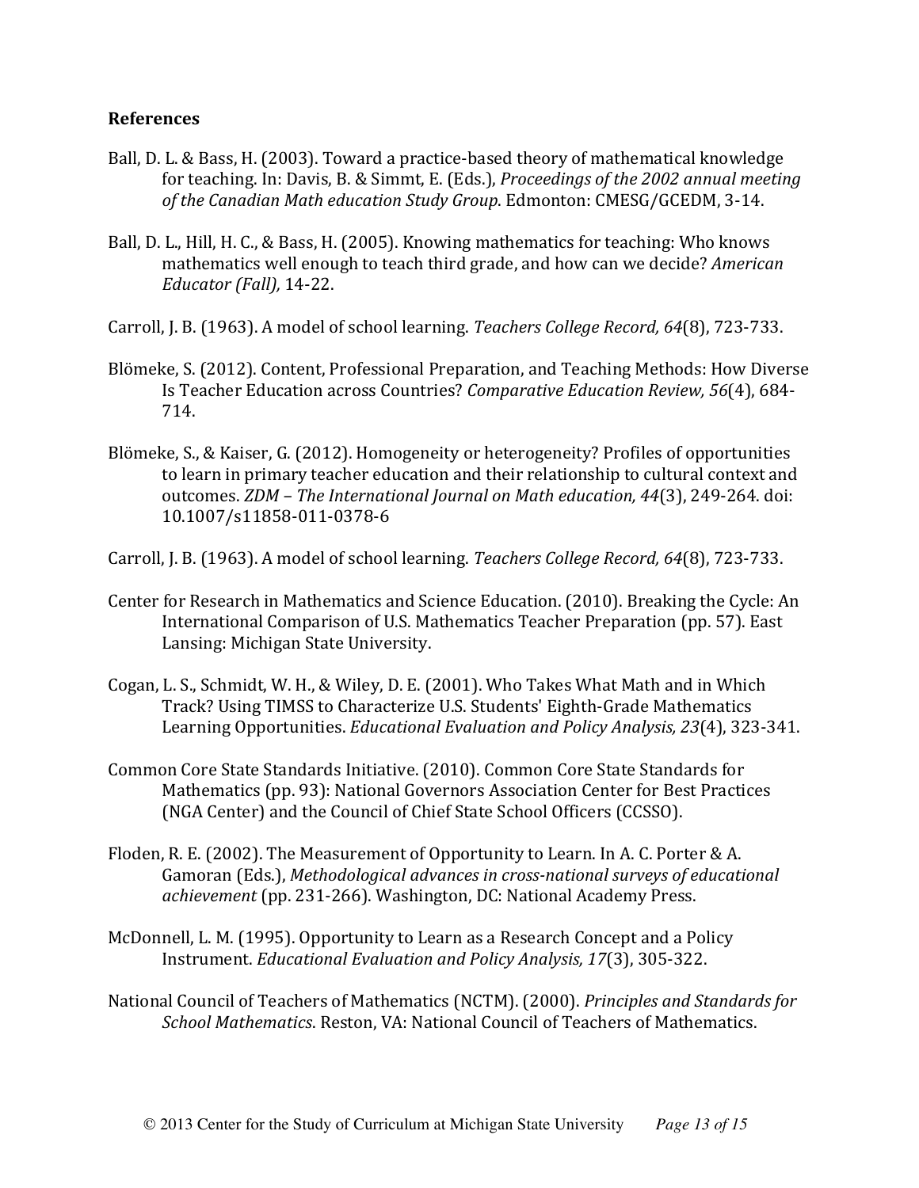**References**

Ball, D. L. & Bass, H. (2003). Toward a practice-based theory of mathematical knowledge for teaching. In: Davis, B. & Simmt, E. (Eds.), *Proceedings of the 2002 annual meeting of the Canadian Math education Study Group*. Edmonton: CMESG/GCEDM, 3-14.

Ball, D. L., Hill, H. C., & Bass, H. (2005). Knowing mathematics for teaching: Who knows mathematics well enough to teach third grade, and how can we decide? *American Educator (Fall),* 14-22.

Carroll, J. B. (1963). A model of school learning. *Teachers College Record, 64*(8), 723-733.

Blömeke, S. (2012). Content, Professional Preparation, and Teaching Methods: How Diverse Is Teacher Education across Countries? *Comparative Education Review, 56*(4), 684-714.

Blömeke, S., & Kaiser, G. (2012). Homogeneity or heterogeneity? Profiles of opportunities to learn in primary teacher education and their relationship to cultural context and outcomes. *ZDM – The International Journal on Math education, 44*(3), 249-264. doi: 10.1007/s11858-011-0378-6

Carroll, J. B. (1963). A model of school learning. *Teachers College Record, 64*(8), 723-733.

Center for Research in Mathematics and Science Education. (2010). Breaking the Cycle: An International Comparison of U.S. Mathematics Teacher Preparation (pp. 57). East Lansing: Michigan State University.

Cogan, L. S., Schmidt, W. H., & Wiley, D. E. (2001). Who Takes What Math and in Which Track? Using TIMSS to Characterize U.S. Students' Eighth-Grade Mathematics Learning Opportunities. *Educational Evaluation and Policy Analysis, 23*(4), 323-341.

Common Core State Standards Initiative. (2010). Common Core State Standards for Mathematics (pp. 93): National Governors Association Center for Best Practices (NGA Center) and the Council of Chief State School Officers (CCSSO).

Floden, R. E. (2002). The Measurement of Opportunity to Learn. In A. C. Porter & A. Gamoran (Eds.), *Methodological advances in cross-national surveys of educational achievement* (pp. 231-266). Washington, DC: National Academy Press.

McDonnell, L. M. (1995). Opportunity to Learn as a Research Concept and a Policy Instrument. *Educational Evaluation and Policy Analysis, 17*(3), 305-322.

National Council of Teachers of Mathematics (NCTM). (2000). *Principles and Standards for School Mathematics*. Reston, VA: National Council of Teachers of Mathematics.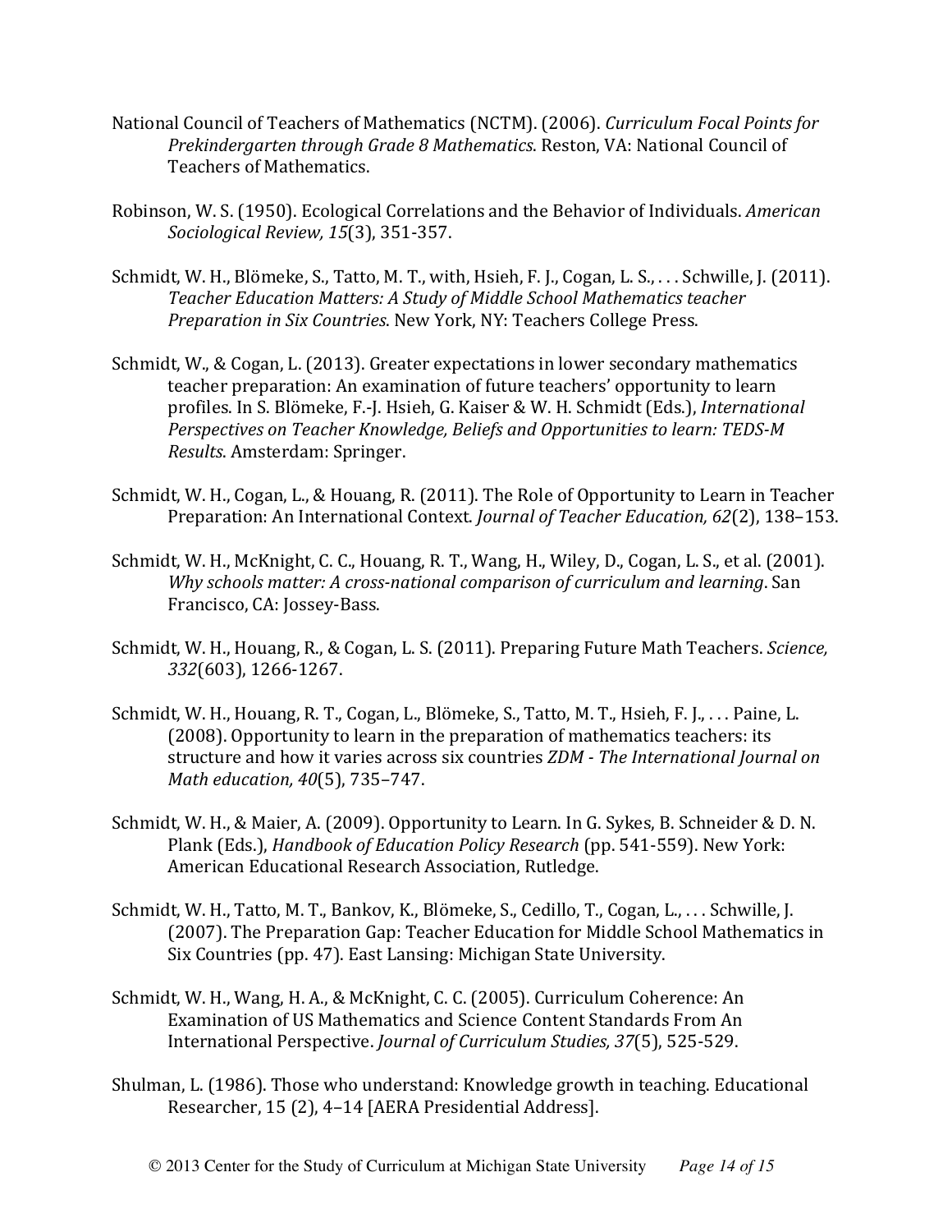National Council of Teachers of Mathematics (NCTM). (2006). *Curriculum Focal Points for Prekindergarten through Grade 8 Mathematics*. Reston, VA: National Council of Teachers of Mathematics.

Robinson, W. S. (1950). Ecological Correlations and the Behavior of Individuals. *American Sociological Review, 15*(3), 351-357.

Schmidt, W. H., Blömeke, S., Tatto, M. T., with, Hsieh, F. J., Cogan, L. S., . . . Schwille, J. (2011). *Teacher Education Matters: A Study of Middle School Mathematics teacher Preparation in Six Countries*. New York, NY: Teachers College Press.

Schmidt, W., & Cogan, L. (2013). Greater expectations in lower secondary mathematics teacher preparation: An examination of future teachers' opportunity to learn profiles. In S. Blömeke, F.-J. Hsieh, G. Kaiser & W. H. Schmidt (Eds.), *International Perspectives on Teacher Knowledge, Beliefs and Opportunities to learn: TEDS-M Results*. Amsterdam: Springer.

Schmidt, W. H., Cogan, L., & Houang, R. (2011). The Role of Opportunity to Learn in Teacher Preparation: An International Context. *Journal of Teacher Education, 62*(2), 138–153.

Schmidt, W. H., McKnight, C. C., Houang, R. T., Wang, H., Wiley, D., Cogan, L. S., et al. (2001). *Why schools matter: A cross-national comparison of curriculum and learning*. San Francisco, CA: Jossey-Bass.

Schmidt, W. H., Houang, R., & Cogan, L. S. (2011). Preparing Future Math Teachers. *Science, 332*(603), 1266-1267.

Schmidt, W. H., Houang, R. T., Cogan, L., Blömeke, S., Tatto, M. T., Hsieh, F. J., . . . Paine, L. (2008). Opportunity to learn in the preparation of mathematics teachers: its structure and how it varies across six countries *ZDM - The International Journal on Math education, 40*(5), 735–747.

Schmidt, W. H., & Maier, A. (2009). Opportunity to Learn. In G. Sykes, B. Schneider & D. N. Plank (Eds.), *Handbook of Education Policy Research* (pp. 541-559). New York: American Educational Research Association, Rutledge.

Schmidt, W. H., Tatto, M. T., Bankov, K., Blömeke, S., Cedillo, T., Cogan, L., . . . Schwille, J. (2007). The Preparation Gap: Teacher Education for Middle School Mathematics in Six Countries (pp. 47). East Lansing: Michigan State University.

Schmidt, W. H., Wang, H. A., & McKnight, C. C. (2005). Curriculum Coherence: An Examination of US Mathematics and Science Content Standards From An International Perspective. *Journal of Curriculum Studies, 37*(5), 525-529.

Shulman, L. (1986). Those who understand: Knowledge growth in teaching. Educational Researcher, 15 (2), 4–14 [AERA Presidential Address].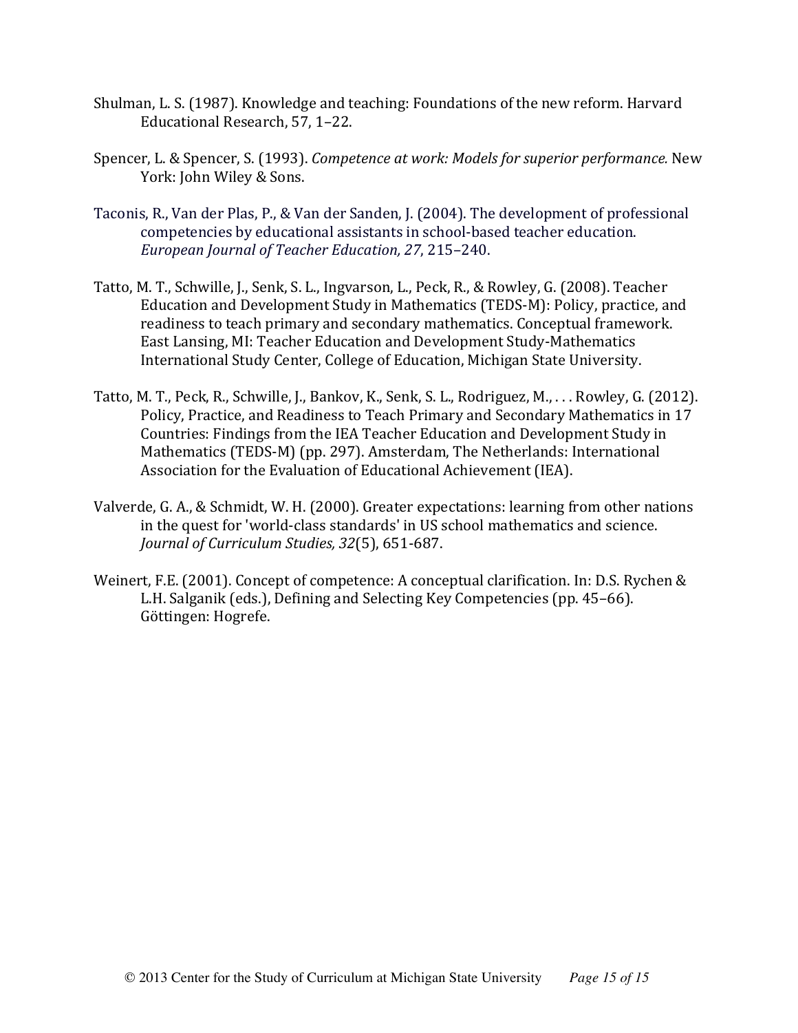Shulman, L. S. (1987). Knowledge and teaching: Foundations of the new reform. Harvard Educational Research, 57, 1–22.

Spencer, L. & Spencer, S. (1993). *Competence at work: Models for superior performance.* New York: John Wiley & Sons.

Taconis, R., Van der Plas, P., & Van der Sanden, J. (2004). The development of professional competencies by educational assistants in school-based teacher education. *European Journal of Teacher Education, 27*, 215–240.

Tatto, M. T., Schwille, J., Senk, S. L., Ingvarson, L., Peck, R., & Rowley, G. (2008). Teacher Education and Development Study in Mathematics (TEDS-M): Policy, practice, and readiness to teach primary and secondary mathematics. Conceptual framework. East Lansing, MI: Teacher Education and Development Study-Mathematics International Study Center, College of Education, Michigan State University.

Tatto, M. T., Peck, R., Schwille, J., Bankov, K., Senk, S. L., Rodriguez, M., . . . Rowley, G. (2012). Policy, Practice, and Readiness to Teach Primary and Secondary Mathematics in 17 Countries: Findings from the IEA Teacher Education and Development Study in Mathematics (TEDS-M) (pp. 297). Amsterdam, The Netherlands: International Association for the Evaluation of Educational Achievement (IEA).

Valverde, G. A., & Schmidt, W. H. (2000). Greater expectations: learning from other nations in the quest for 'world-class standards' in US school mathematics and science. *Journal of Curriculum Studies, 32*(5), 651-687.

Weinert, F.E. (2001). Concept of competence: A conceptual clarification. In: D.S. Rychen & L.H. Salganik (eds.), Defining and Selecting Key Competencies (pp. 45–66). Göttingen: Hogrefe.